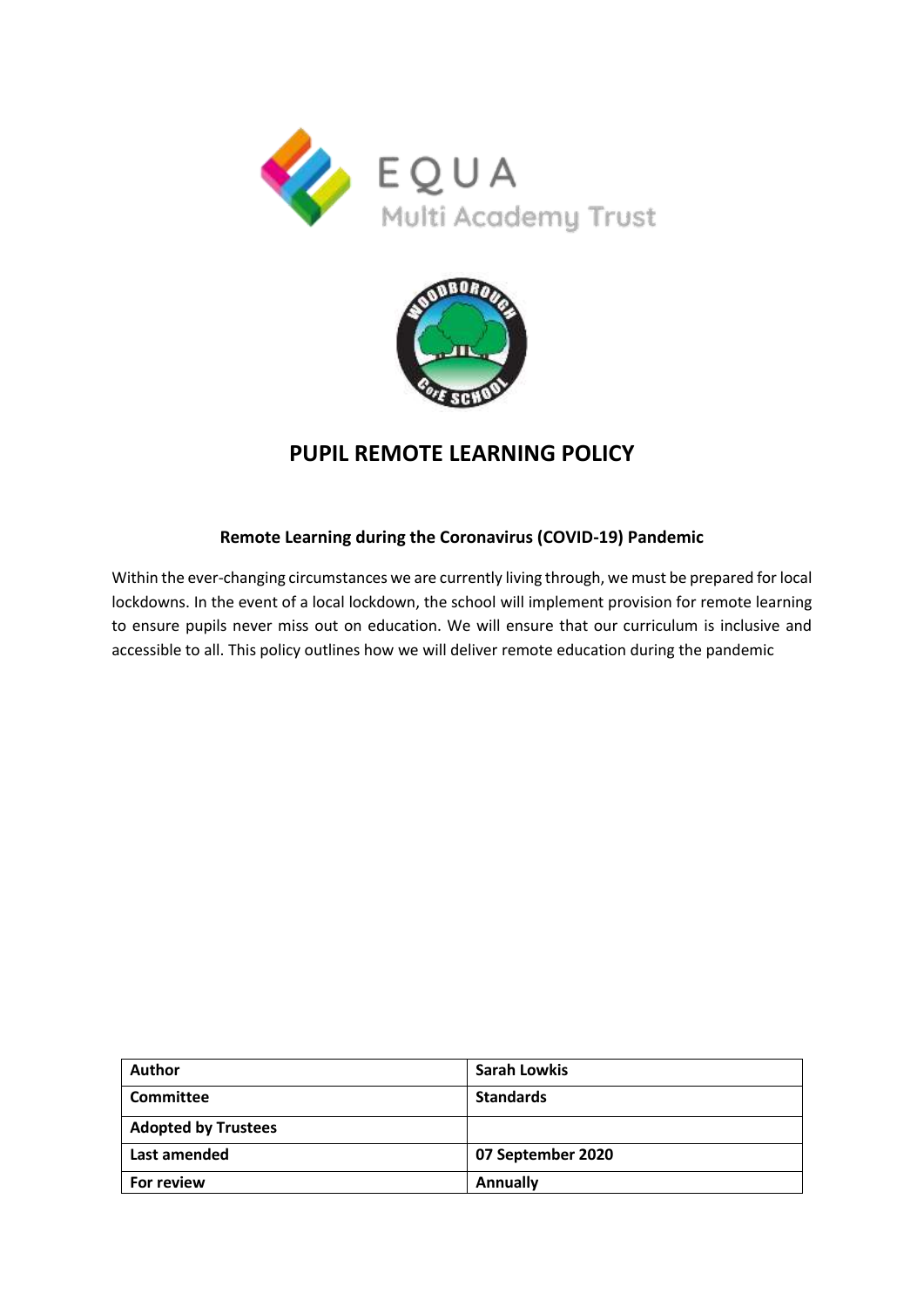# PUPIL REMOTE LEARNING POLICY

### Remote Learning during the Coronavirus (COVID-19) Pandemic

Within the ever-changing circumstances we are currently living through, we must be prepared for local lockdowns. In the event of a local lockdown, the school will implement provision for remote learning to ensure pupils never miss out on education. We will ensure that our curriculum is inclusive and accessible to all. This policy outlines how we will deliver remote education during the pandemic

| **Author** | **Sarah Lowkis** |
|---|---|
| **Committee** | **Standards** |
| **Adopted by Trustees** | |
| **Last amended** | **07 September 2020** |
| **For review** | **Annually** |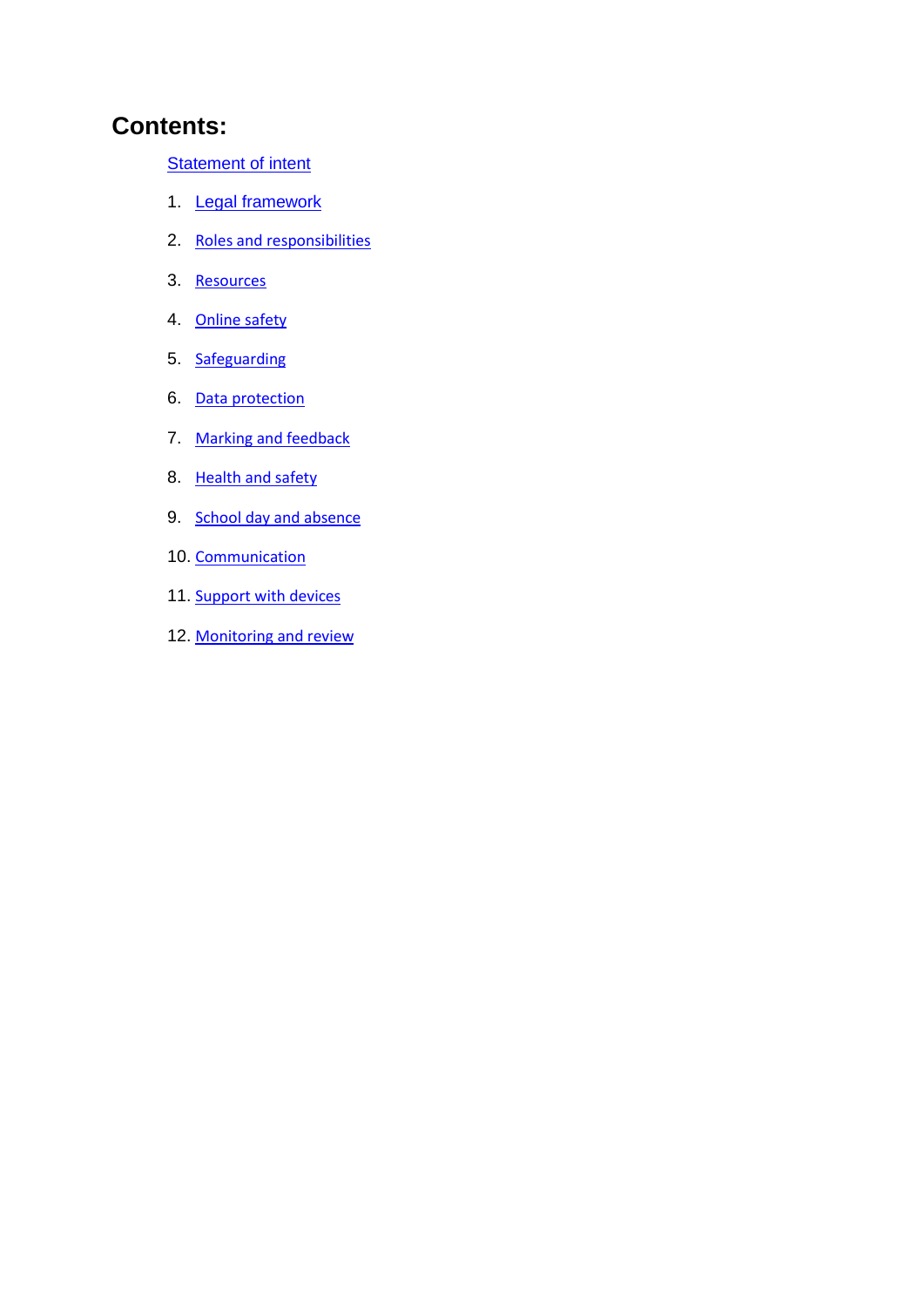# Contents:

Statement of intent

1. Legal framework
2. Roles and responsibilities
3. Resources
4. Online safety
5. Safeguarding
6. Data protection
7. Marking and feedback
8. Health and safety
9. School day and absence
10. Communication
11. Support with devices
12. Monitoring and review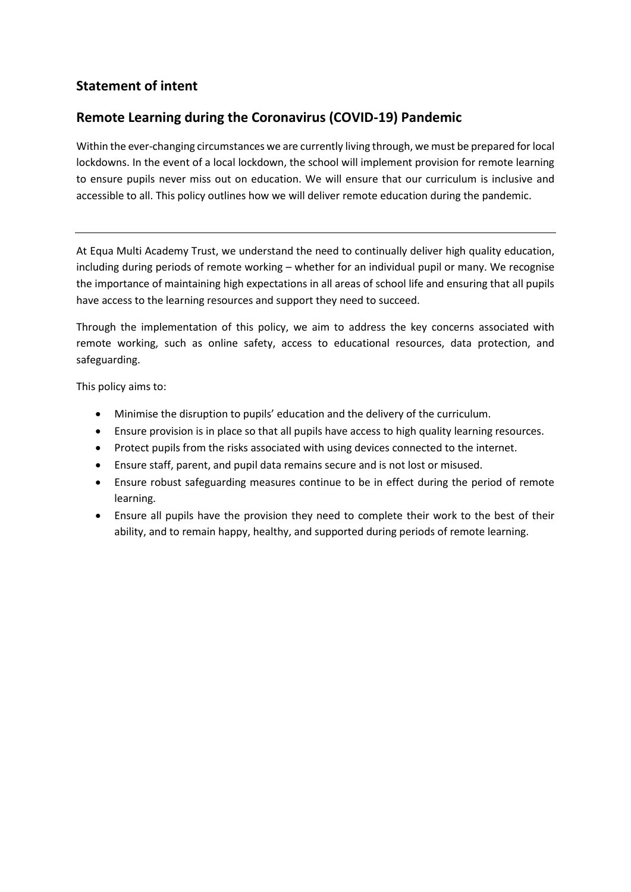## Statement of intent

## Remote Learning during the Coronavirus (COVID-19) Pandemic

Within the ever-changing circumstances we are currently living through, we must be prepared for local lockdowns. In the event of a local lockdown, the school will implement provision for remote learning to ensure pupils never miss out on education. We will ensure that our curriculum is inclusive and accessible to all. This policy outlines how we will deliver remote education during the pandemic.

---

At Equa Multi Academy Trust, we understand the need to continually deliver high quality education, including during periods of remote working – whether for an individual pupil or many. We recognise the importance of maintaining high expectations in all areas of school life and ensuring that all pupils have access to the learning resources and support they need to succeed.

Through the implementation of this policy, we aim to address the key concerns associated with remote working, such as online safety, access to educational resources, data protection, and safeguarding.

This policy aims to:

- Minimise the disruption to pupils' education and the delivery of the curriculum.
- Ensure provision is in place so that all pupils have access to high quality learning resources.
- Protect pupils from the risks associated with using devices connected to the internet.
- Ensure staff, parent, and pupil data remains secure and is not lost or misused.
- Ensure robust safeguarding measures continue to be in effect during the period of remote learning.
- Ensure all pupils have the provision they need to complete their work to the best of their ability, and to remain happy, healthy, and supported during periods of remote learning.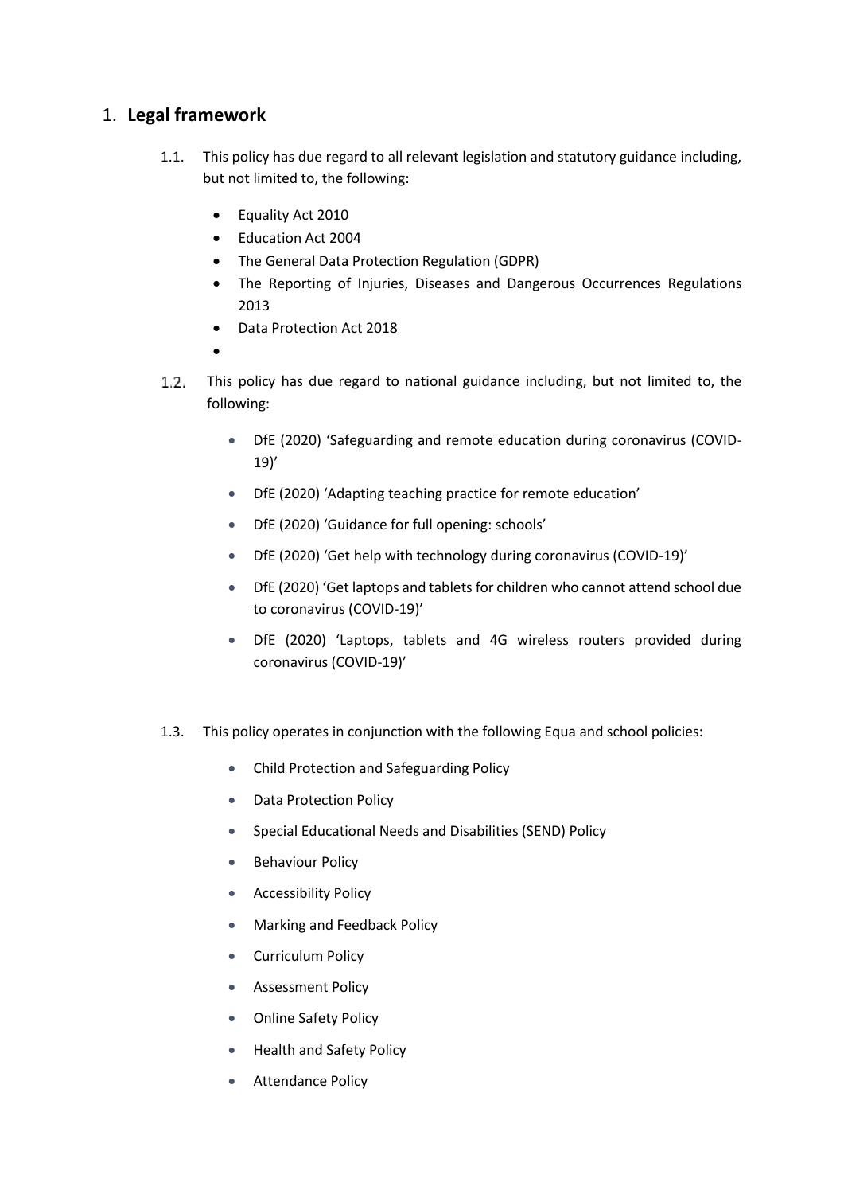## 1. **Legal framework**

1.1. This policy has due regard to all relevant legislation and statutory guidance including, but not limited to, the following:

- Equality Act 2010
- Education Act 2004
- The General Data Protection Regulation (GDPR)
- The Reporting of Injuries, Diseases and Dangerous Occurrences Regulations 2013
- Data Protection Act 2018

1.2. This policy has due regard to national guidance including, but not limited to, the following:

- DfE (2020) 'Safeguarding and remote education during coronavirus (COVID-19)'
- DfE (2020) 'Adapting teaching practice for remote education'
- DfE (2020) 'Guidance for full opening: schools'
- DfE (2020) 'Get help with technology during coronavirus (COVID-19)'
- DfE (2020) 'Get laptops and tablets for children who cannot attend school due to coronavirus (COVID-19)'
- DfE (2020) 'Laptops, tablets and 4G wireless routers provided during coronavirus (COVID-19)'

1.3. This policy operates in conjunction with the following Equa and school policies:

- Child Protection and Safeguarding Policy
- Data Protection Policy
- Special Educational Needs and Disabilities (SEND) Policy
- Behaviour Policy
- Accessibility Policy
- Marking and Feedback Policy
- Curriculum Policy
- Assessment Policy
- Online Safety Policy
- Health and Safety Policy
- Attendance Policy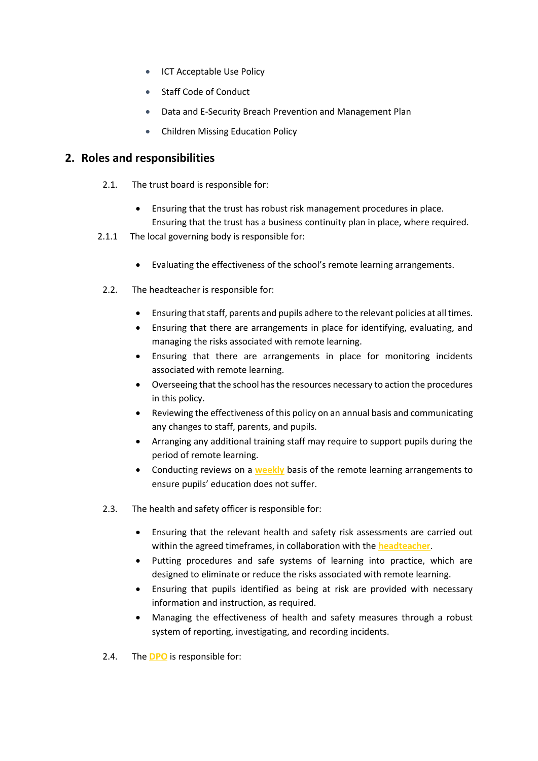- ICT Acceptable Use Policy
- Staff Code of Conduct
- Data and E-Security Breach Prevention and Management Plan
- Children Missing Education Policy

## 2. Roles and responsibilities

2.1. The trust board is responsible for:

- Ensuring that the trust has robust risk management procedures in place. Ensuring that the trust has a business continuity plan in place, where required.

2.1.1 The local governing body is responsible for:

- Evaluating the effectiveness of the school's remote learning arrangements.

2.2. The headteacher is responsible for:

- Ensuring that staff, parents and pupils adhere to the relevant policies at all times.
- Ensuring that there are arrangements in place for identifying, evaluating, and managing the risks associated with remote learning.
- Ensuring that there are arrangements in place for monitoring incidents associated with remote learning.
- Overseeing that the school has the resources necessary to action the procedures in this policy.
- Reviewing the effectiveness of this policy on an annual basis and communicating any changes to staff, parents, and pupils.
- Arranging any additional training staff may require to support pupils during the period of remote learning.
- Conducting reviews on a **weekly** basis of the remote learning arrangements to ensure pupils' education does not suffer.

2.3. The health and safety officer is responsible for:

- Ensuring that the relevant health and safety risk assessments are carried out within the agreed timeframes, in collaboration with the **headteacher**.
- Putting procedures and safe systems of learning into practice, which are designed to eliminate or reduce the risks associated with remote learning.
- Ensuring that pupils identified as being at risk are provided with necessary information and instruction, as required.
- Managing the effectiveness of health and safety measures through a robust system of reporting, investigating, and recording incidents.

2.4. The **DPO** is responsible for: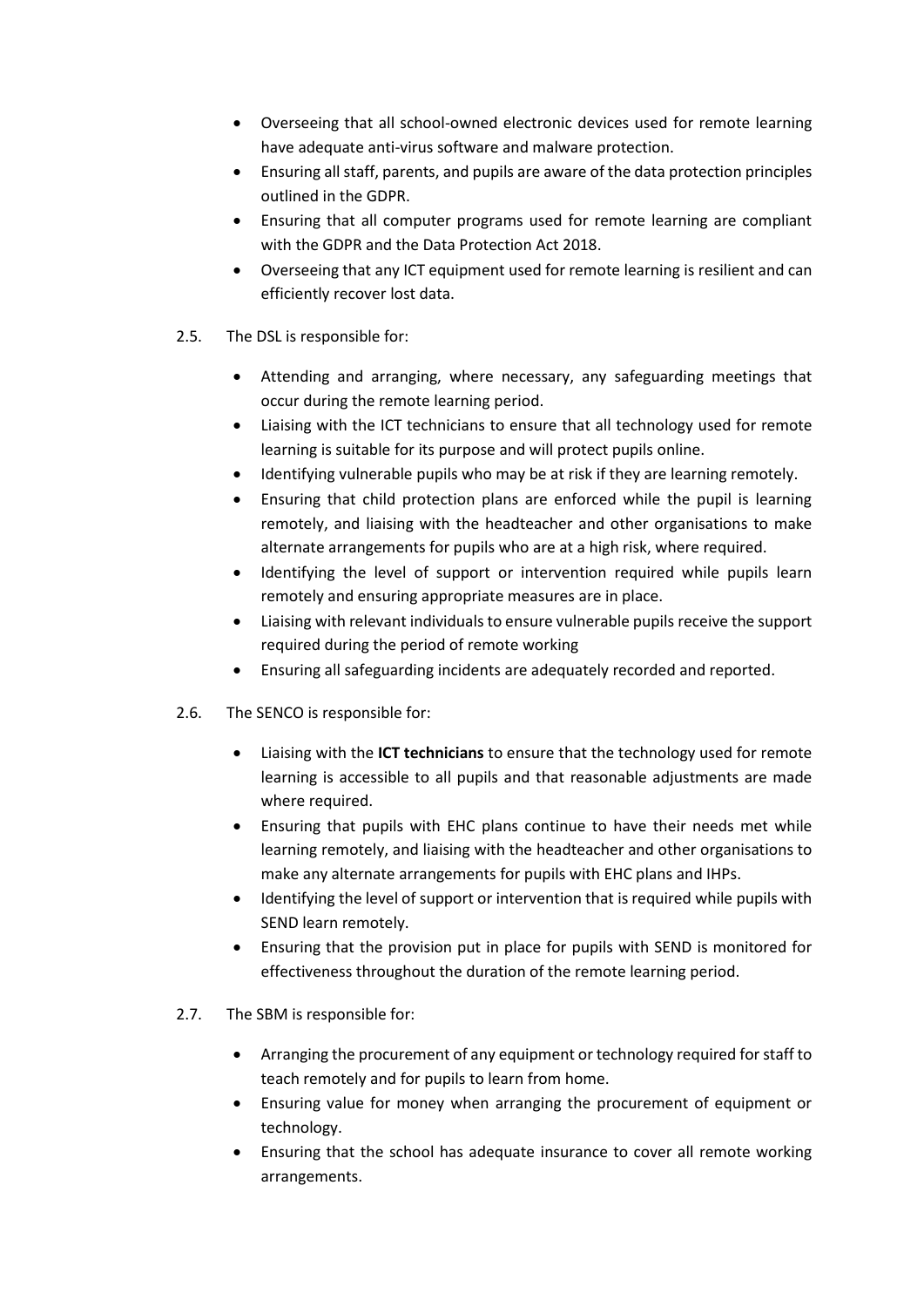- Overseeing that all school-owned electronic devices used for remote learning have adequate anti-virus software and malware protection.
- Ensuring all staff, parents, and pupils are aware of the data protection principles outlined in the GDPR.
- Ensuring that all computer programs used for remote learning are compliant with the GDPR and the Data Protection Act 2018.
- Overseeing that any ICT equipment used for remote learning is resilient and can efficiently recover lost data.

2.5. The DSL is responsible for:

- Attending and arranging, where necessary, any safeguarding meetings that occur during the remote learning period.
- Liaising with the ICT technicians to ensure that all technology used for remote learning is suitable for its purpose and will protect pupils online.
- Identifying vulnerable pupils who may be at risk if they are learning remotely.
- Ensuring that child protection plans are enforced while the pupil is learning remotely, and liaising with the headteacher and other organisations to make alternate arrangements for pupils who are at a high risk, where required.
- Identifying the level of support or intervention required while pupils learn remotely and ensuring appropriate measures are in place.
- Liaising with relevant individuals to ensure vulnerable pupils receive the support required during the period of remote working
- Ensuring all safeguarding incidents are adequately recorded and reported.

2.6. The SENCO is responsible for:

- Liaising with the **ICT technicians** to ensure that the technology used for remote learning is accessible to all pupils and that reasonable adjustments are made where required.
- Ensuring that pupils with EHC plans continue to have their needs met while learning remotely, and liaising with the headteacher and other organisations to make any alternate arrangements for pupils with EHC plans and IHPs.
- Identifying the level of support or intervention that is required while pupils with SEND learn remotely.
- Ensuring that the provision put in place for pupils with SEND is monitored for effectiveness throughout the duration of the remote learning period.

2.7. The SBM is responsible for:

- Arranging the procurement of any equipment or technology required for staff to teach remotely and for pupils to learn from home.
- Ensuring value for money when arranging the procurement of equipment or technology.
- Ensuring that the school has adequate insurance to cover all remote working arrangements.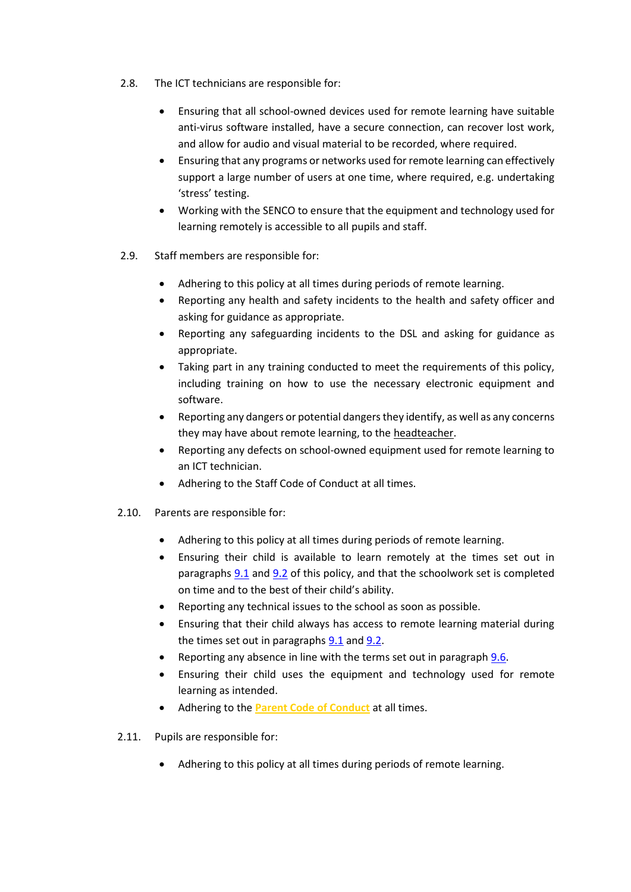2.8. The ICT technicians are responsible for:

- Ensuring that all school-owned devices used for remote learning have suitable anti-virus software installed, have a secure connection, can recover lost work, and allow for audio and visual material to be recorded, where required.
- Ensuring that any programs or networks used for remote learning can effectively support a large number of users at one time, where required, e.g. undertaking 'stress' testing.
- Working with the SENCO to ensure that the equipment and technology used for learning remotely is accessible to all pupils and staff.

2.9. Staff members are responsible for:

- Adhering to this policy at all times during periods of remote learning.
- Reporting any health and safety incidents to the health and safety officer and asking for guidance as appropriate.
- Reporting any safeguarding incidents to the DSL and asking for guidance as appropriate.
- Taking part in any training conducted to meet the requirements of this policy, including training on how to use the necessary electronic equipment and software.
- Reporting any dangers or potential dangers they identify, as well as any concerns they may have about remote learning, to the headteacher.
- Reporting any defects on school-owned equipment used for remote learning to an ICT technician.
- Adhering to the Staff Code of Conduct at all times.

2.10. Parents are responsible for:

- Adhering to this policy at all times during periods of remote learning.
- Ensuring their child is available to learn remotely at the times set out in paragraphs 9.1 and 9.2 of this policy, and that the schoolwork set is completed on time and to the best of their child's ability.
- Reporting any technical issues to the school as soon as possible.
- Ensuring that their child always has access to remote learning material during the times set out in paragraphs 9.1 and 9.2.
- Reporting any absence in line with the terms set out in paragraph 9.6.
- Ensuring their child uses the equipment and technology used for remote learning as intended.
- Adhering to the **Parent Code of Conduct** at all times.

2.11. Pupils are responsible for:

- Adhering to this policy at all times during periods of remote learning.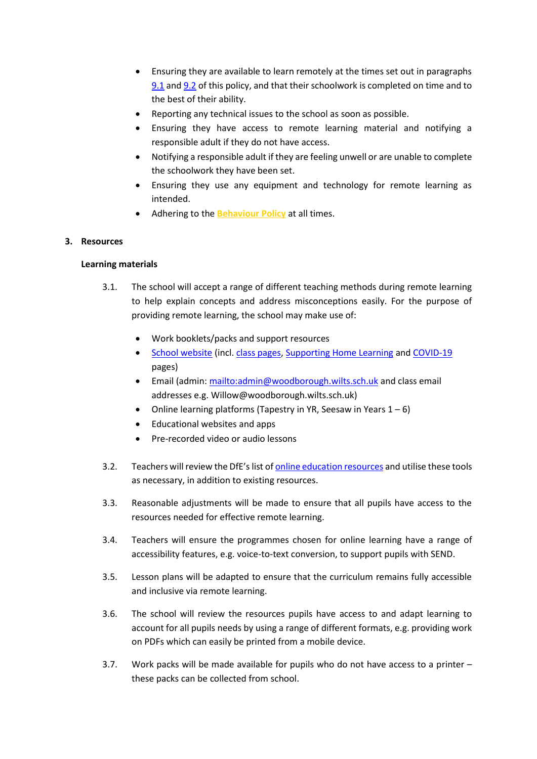- Ensuring they are available to learn remotely at the times set out in paragraphs 9.1 and 9.2 of this policy, and that their schoolwork is completed on time and to the best of their ability.
- Reporting any technical issues to the school as soon as possible.
- Ensuring they have access to remote learning material and notifying a responsible adult if they do not have access.
- Notifying a responsible adult if they are feeling unwell or are unable to complete the schoolwork they have been set.
- Ensuring they use any equipment and technology for remote learning as intended.
- Adhering to the **Behaviour Policy** at all times.

## 3. Resources

### Learning materials

3.1. The school will accept a range of different teaching methods during remote learning to help explain concepts and address misconceptions easily. For the purpose of providing remote learning, the school may make use of:

- Work booklets/packs and support resources
- School website (incl. class pages, Supporting Home Learning and COVID-19 pages)
- Email (admin: mailto:admin@woodborough.wilts.sch.uk and class email addresses e.g. Willow@woodborough.wilts.sch.uk)
- Online learning platforms (Tapestry in YR, Seesaw in Years 1 – 6)
- Educational websites and apps
- Pre-recorded video or audio lessons

3.2. Teachers will review the DfE's list of online education resources and utilise these tools as necessary, in addition to existing resources.

3.3. Reasonable adjustments will be made to ensure that all pupils have access to the resources needed for effective remote learning.

3.4. Teachers will ensure the programmes chosen for online learning have a range of accessibility features, e.g. voice-to-text conversion, to support pupils with SEND.

3.5. Lesson plans will be adapted to ensure that the curriculum remains fully accessible and inclusive via remote learning.

3.6. The school will review the resources pupils have access to and adapt learning to account for all pupils needs by using a range of different formats, e.g. providing work on PDFs which can easily be printed from a mobile device.

3.7. Work packs will be made available for pupils who do not have access to a printer – these packs can be collected from school.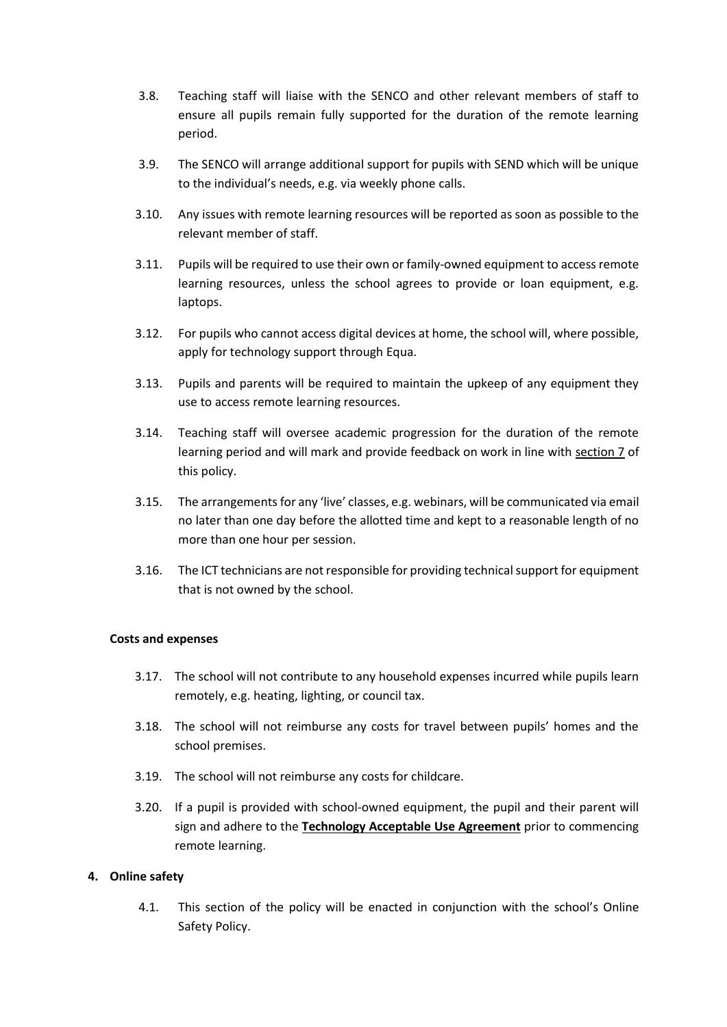3.8. Teaching staff will liaise with the SENCO and other relevant members of staff to ensure all pupils remain fully supported for the duration of the remote learning period.

3.9. The SENCO will arrange additional support for pupils with SEND which will be unique to the individual's needs, e.g. via weekly phone calls.

3.10. Any issues with remote learning resources will be reported as soon as possible to the relevant member of staff.

3.11. Pupils will be required to use their own or family-owned equipment to access remote learning resources, unless the school agrees to provide or loan equipment, e.g. laptops.

3.12. For pupils who cannot access digital devices at home, the school will, where possible, apply for technology support through Equa.

3.13. Pupils and parents will be required to maintain the upkeep of any equipment they use to access remote learning resources.

3.14. Teaching staff will oversee academic progression for the duration of the remote learning period and will mark and provide feedback on work in line with section 7 of this policy.

3.15. The arrangements for any 'live' classes, e.g. webinars, will be communicated via email no later than one day before the allotted time and kept to a reasonable length of no more than one hour per session.

3.16. The ICT technicians are not responsible for providing technical support for equipment that is not owned by the school.

**Costs and expenses**

3.17. The school will not contribute to any household expenses incurred while pupils learn remotely, e.g. heating, lighting, or council tax.

3.18. The school will not reimburse any costs for travel between pupils' homes and the school premises.

3.19. The school will not reimburse any costs for childcare.

3.20. If a pupil is provided with school-owned equipment, the pupil and their parent will sign and adhere to the **Technology Acceptable Use Agreement** prior to commencing remote learning.

## 4. Online safety

4.1. This section of the policy will be enacted in conjunction with the school's Online Safety Policy.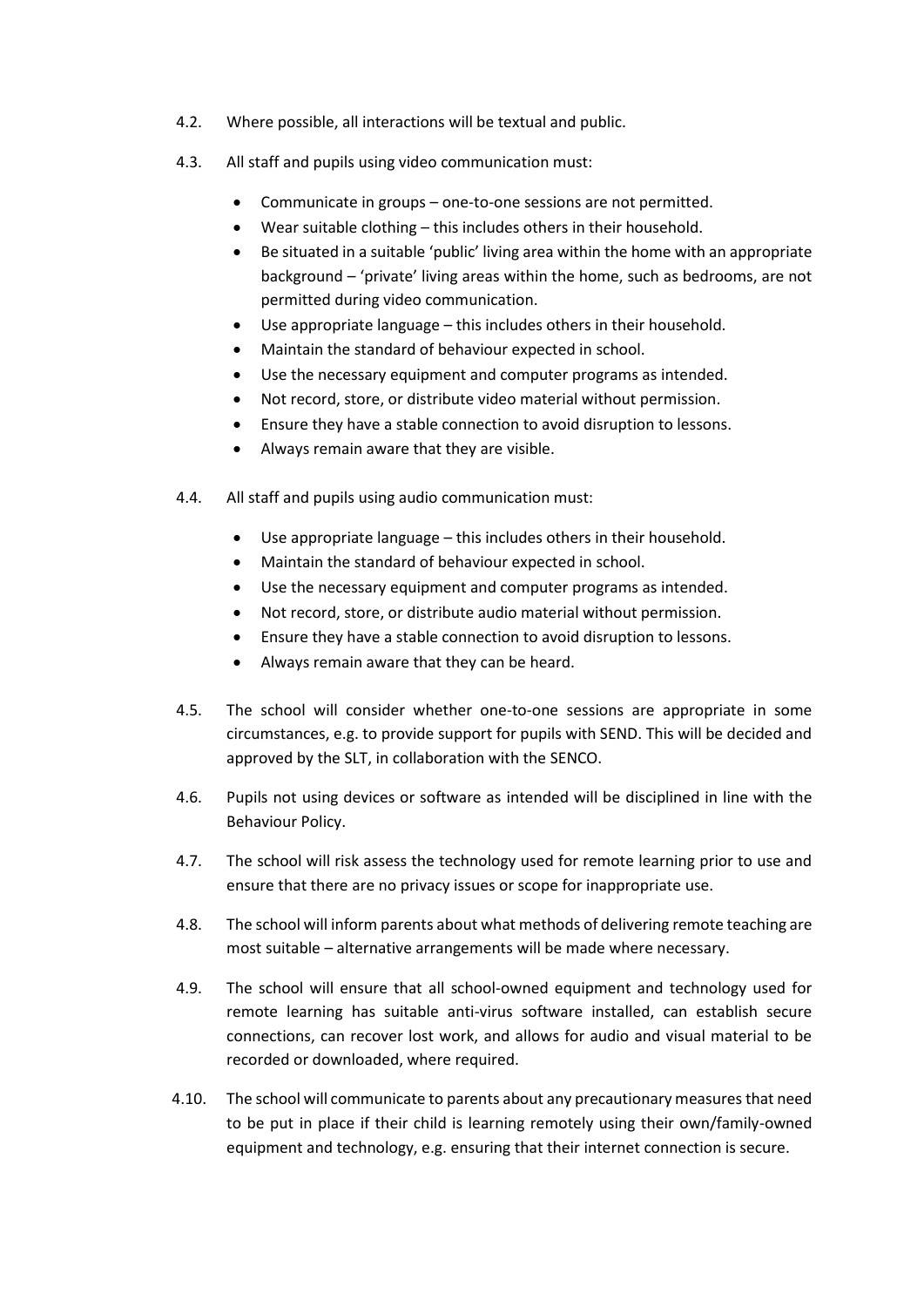4.2. Where possible, all interactions will be textual and public.

4.3. All staff and pupils using video communication must:

- Communicate in groups – one-to-one sessions are not permitted.
- Wear suitable clothing – this includes others in their household.
- Be situated in a suitable 'public' living area within the home with an appropriate background – 'private' living areas within the home, such as bedrooms, are not permitted during video communication.
- Use appropriate language – this includes others in their household.
- Maintain the standard of behaviour expected in school.
- Use the necessary equipment and computer programs as intended.
- Not record, store, or distribute video material without permission.
- Ensure they have a stable connection to avoid disruption to lessons.
- Always remain aware that they are visible.

4.4. All staff and pupils using audio communication must:

- Use appropriate language – this includes others in their household.
- Maintain the standard of behaviour expected in school.
- Use the necessary equipment and computer programs as intended.
- Not record, store, or distribute audio material without permission.
- Ensure they have a stable connection to avoid disruption to lessons.
- Always remain aware that they can be heard.

4.5. The school will consider whether one-to-one sessions are appropriate in some circumstances, e.g. to provide support for pupils with SEND. This will be decided and approved by the SLT, in collaboration with the SENCO.

4.6. Pupils not using devices or software as intended will be disciplined in line with the Behaviour Policy.

4.7. The school will risk assess the technology used for remote learning prior to use and ensure that there are no privacy issues or scope for inappropriate use.

4.8. The school will inform parents about what methods of delivering remote teaching are most suitable – alternative arrangements will be made where necessary.

4.9. The school will ensure that all school-owned equipment and technology used for remote learning has suitable anti-virus software installed, can establish secure connections, can recover lost work, and allows for audio and visual material to be recorded or downloaded, where required.

4.10. The school will communicate to parents about any precautionary measures that need to be put in place if their child is learning remotely using their own/family-owned equipment and technology, e.g. ensuring that their internet connection is secure.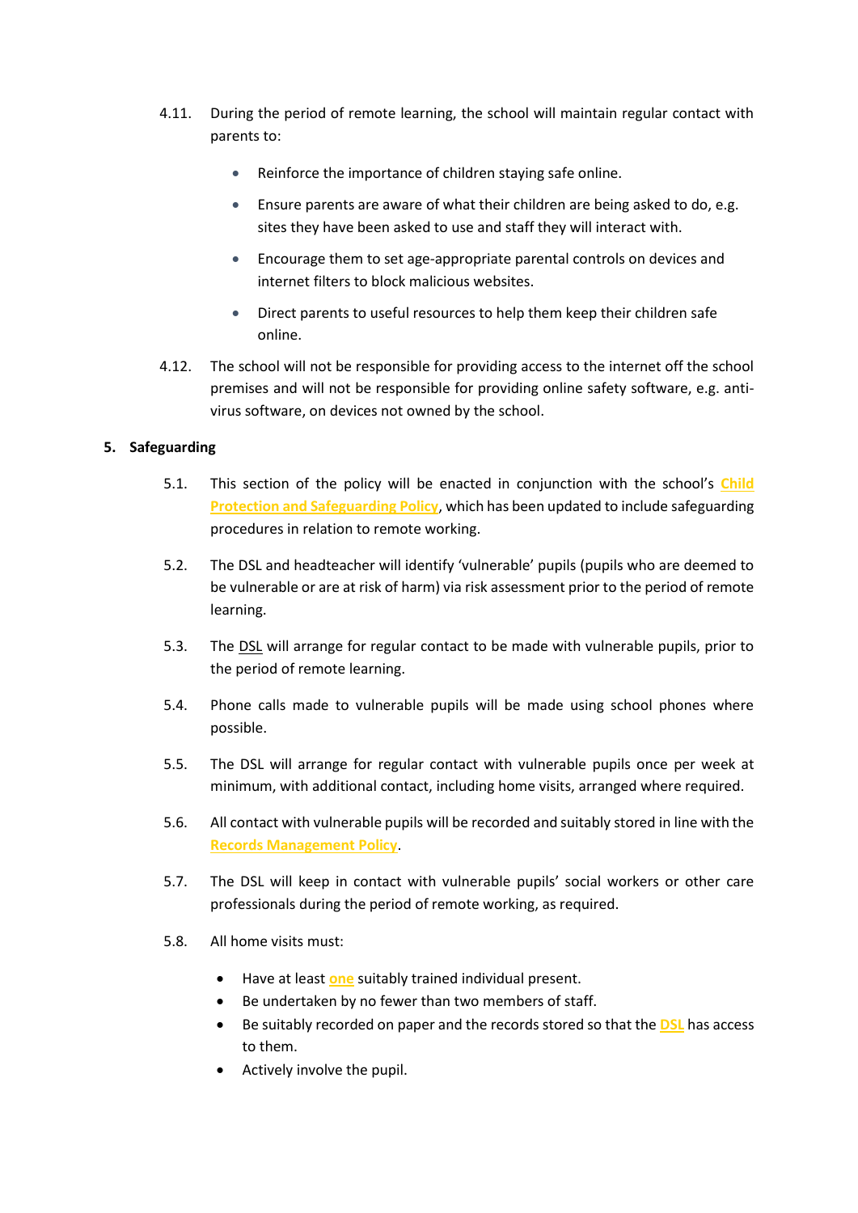4.11. During the period of remote learning, the school will maintain regular contact with parents to:

- Reinforce the importance of children staying safe online.
- Ensure parents are aware of what their children are being asked to do, e.g. sites they have been asked to use and staff they will interact with.
- Encourage them to set age-appropriate parental controls on devices and internet filters to block malicious websites.
- Direct parents to useful resources to help them keep their children safe online.

4.12. The school will not be responsible for providing access to the internet off the school premises and will not be responsible for providing online safety software, e.g. anti-virus software, on devices not owned by the school.

## 5. Safeguarding

5.1. This section of the policy will be enacted in conjunction with the school's **Child Protection and Safeguarding Policy**, which has been updated to include safeguarding procedures in relation to remote working.

5.2. The DSL and headteacher will identify 'vulnerable' pupils (pupils who are deemed to be vulnerable or are at risk of harm) via risk assessment prior to the period of remote learning.

5.3. The DSL will arrange for regular contact to be made with vulnerable pupils, prior to the period of remote learning.

5.4. Phone calls made to vulnerable pupils will be made using school phones where possible.

5.5. The DSL will arrange for regular contact with vulnerable pupils once per week at minimum, with additional contact, including home visits, arranged where required.

5.6. All contact with vulnerable pupils will be recorded and suitably stored in line with the **Records Management Policy**.

5.7. The DSL will keep in contact with vulnerable pupils' social workers or other care professionals during the period of remote working, as required.

5.8. All home visits must:

- Have at least **one** suitably trained individual present.
- Be undertaken by no fewer than two members of staff.
- Be suitably recorded on paper and the records stored so that the **DSL** has access to them.
- Actively involve the pupil.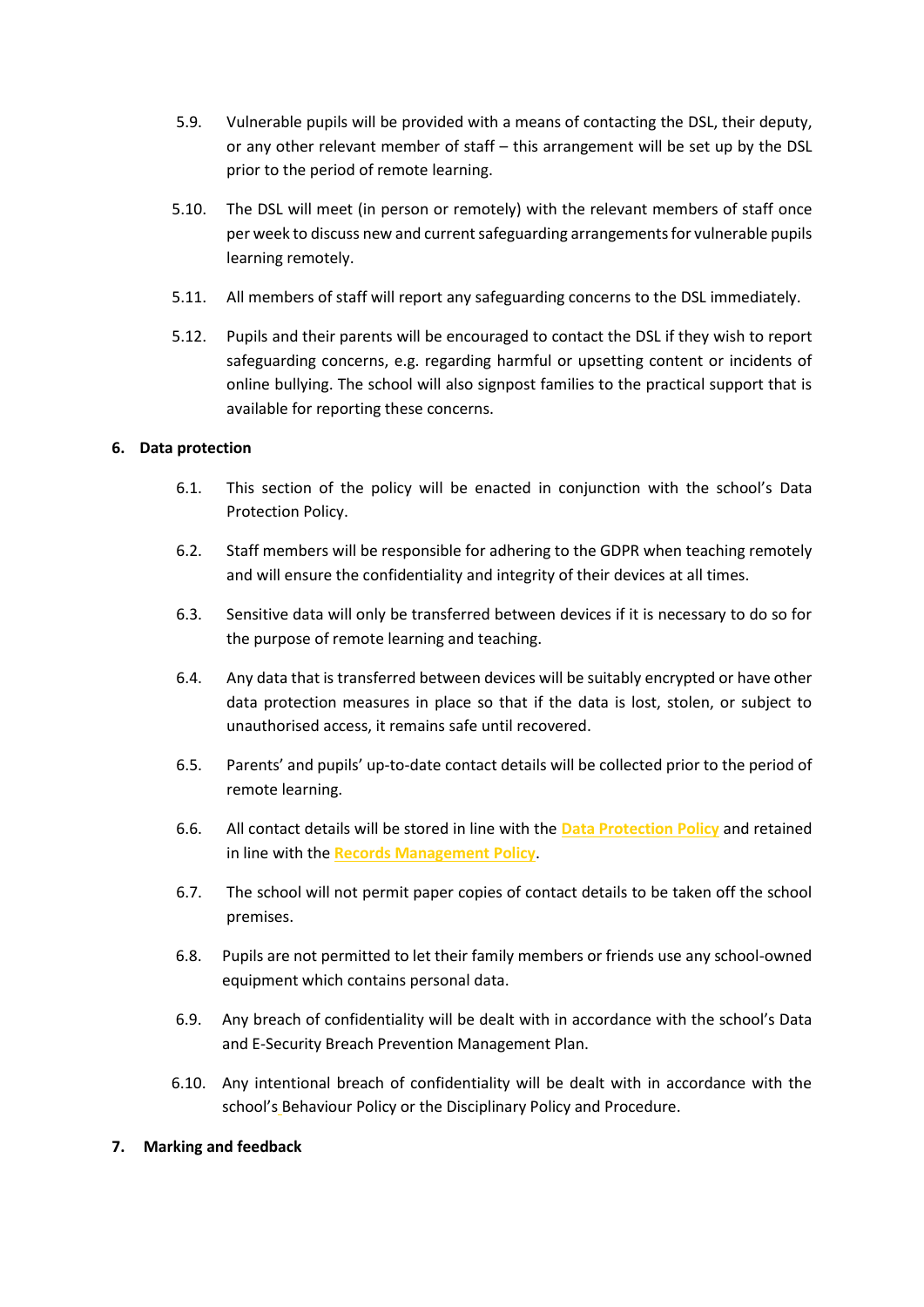5.9. Vulnerable pupils will be provided with a means of contacting the DSL, their deputy, or any other relevant member of staff – this arrangement will be set up by the DSL prior to the period of remote learning.

5.10. The DSL will meet (in person or remotely) with the relevant members of staff once per week to discuss new and current safeguarding arrangements for vulnerable pupils learning remotely.

5.11. All members of staff will report any safeguarding concerns to the DSL immediately.

5.12. Pupils and their parents will be encouraged to contact the DSL if they wish to report safeguarding concerns, e.g. regarding harmful or upsetting content or incidents of online bullying. The school will also signpost families to the practical support that is available for reporting these concerns.

## 6. Data protection

6.1. This section of the policy will be enacted in conjunction with the school's Data Protection Policy.

6.2. Staff members will be responsible for adhering to the GDPR when teaching remotely and will ensure the confidentiality and integrity of their devices at all times.

6.3. Sensitive data will only be transferred between devices if it is necessary to do so for the purpose of remote learning and teaching.

6.4. Any data that is transferred between devices will be suitably encrypted or have other data protection measures in place so that if the data is lost, stolen, or subject to unauthorised access, it remains safe until recovered.

6.5. Parents' and pupils' up-to-date contact details will be collected prior to the period of remote learning.

6.6. All contact details will be stored in line with the **Data Protection Policy** and retained in line with the **Records Management Policy**.

6.7. The school will not permit paper copies of contact details to be taken off the school premises.

6.8. Pupils are not permitted to let their family members or friends use any school-owned equipment which contains personal data.

6.9. Any breach of confidentiality will be dealt with in accordance with the school's Data and E-Security Breach Prevention Management Plan.

6.10. Any intentional breach of confidentiality will be dealt with in accordance with the school's Behaviour Policy or the Disciplinary Policy and Procedure.

## 7. Marking and feedback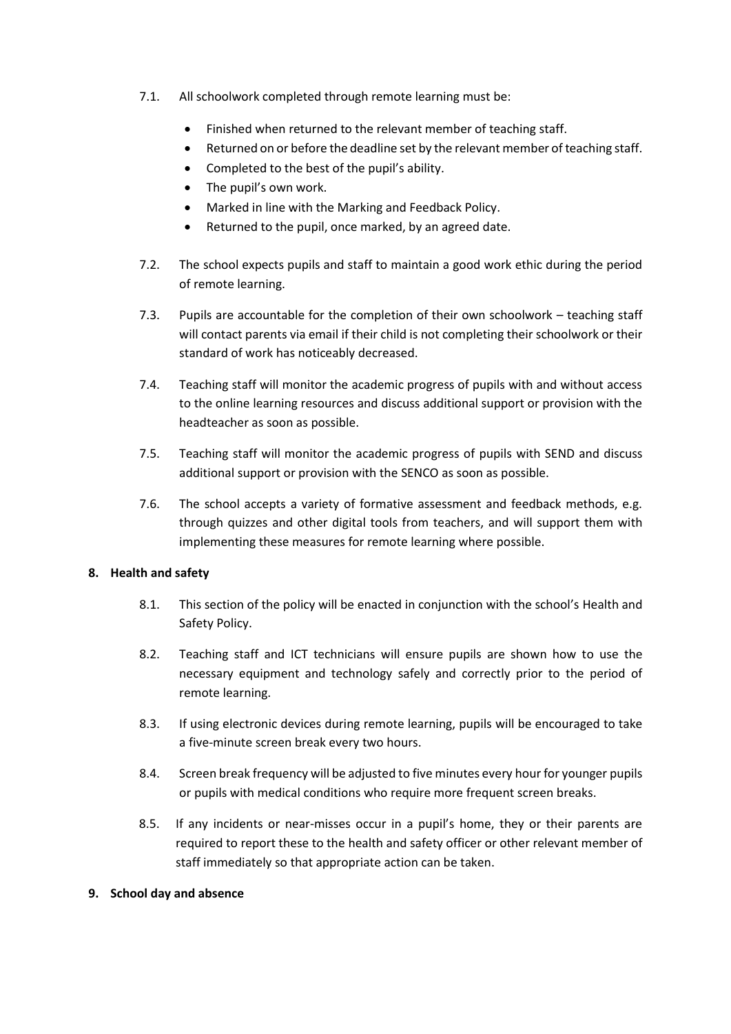7.1. All schoolwork completed through remote learning must be:

- Finished when returned to the relevant member of teaching staff.
- Returned on or before the deadline set by the relevant member of teaching staff.
- Completed to the best of the pupil's ability.
- The pupil's own work.
- Marked in line with the Marking and Feedback Policy.
- Returned to the pupil, once marked, by an agreed date.

7.2. The school expects pupils and staff to maintain a good work ethic during the period of remote learning.

7.3. Pupils are accountable for the completion of their own schoolwork – teaching staff will contact parents via email if their child is not completing their schoolwork or their standard of work has noticeably decreased.

7.4. Teaching staff will monitor the academic progress of pupils with and without access to the online learning resources and discuss additional support or provision with the headteacher as soon as possible.

7.5. Teaching staff will monitor the academic progress of pupils with SEND and discuss additional support or provision with the SENCO as soon as possible.

7.6. The school accepts a variety of formative assessment and feedback methods, e.g. through quizzes and other digital tools from teachers, and will support them with implementing these measures for remote learning where possible.

## 8. Health and safety

8.1. This section of the policy will be enacted in conjunction with the school's Health and Safety Policy.

8.2. Teaching staff and ICT technicians will ensure pupils are shown how to use the necessary equipment and technology safely and correctly prior to the period of remote learning.

8.3. If using electronic devices during remote learning, pupils will be encouraged to take a five-minute screen break every two hours.

8.4. Screen break frequency will be adjusted to five minutes every hour for younger pupils or pupils with medical conditions who require more frequent screen breaks.

8.5. If any incidents or near-misses occur in a pupil's home, they or their parents are required to report these to the health and safety officer or other relevant member of staff immediately so that appropriate action can be taken.

## 9. School day and absence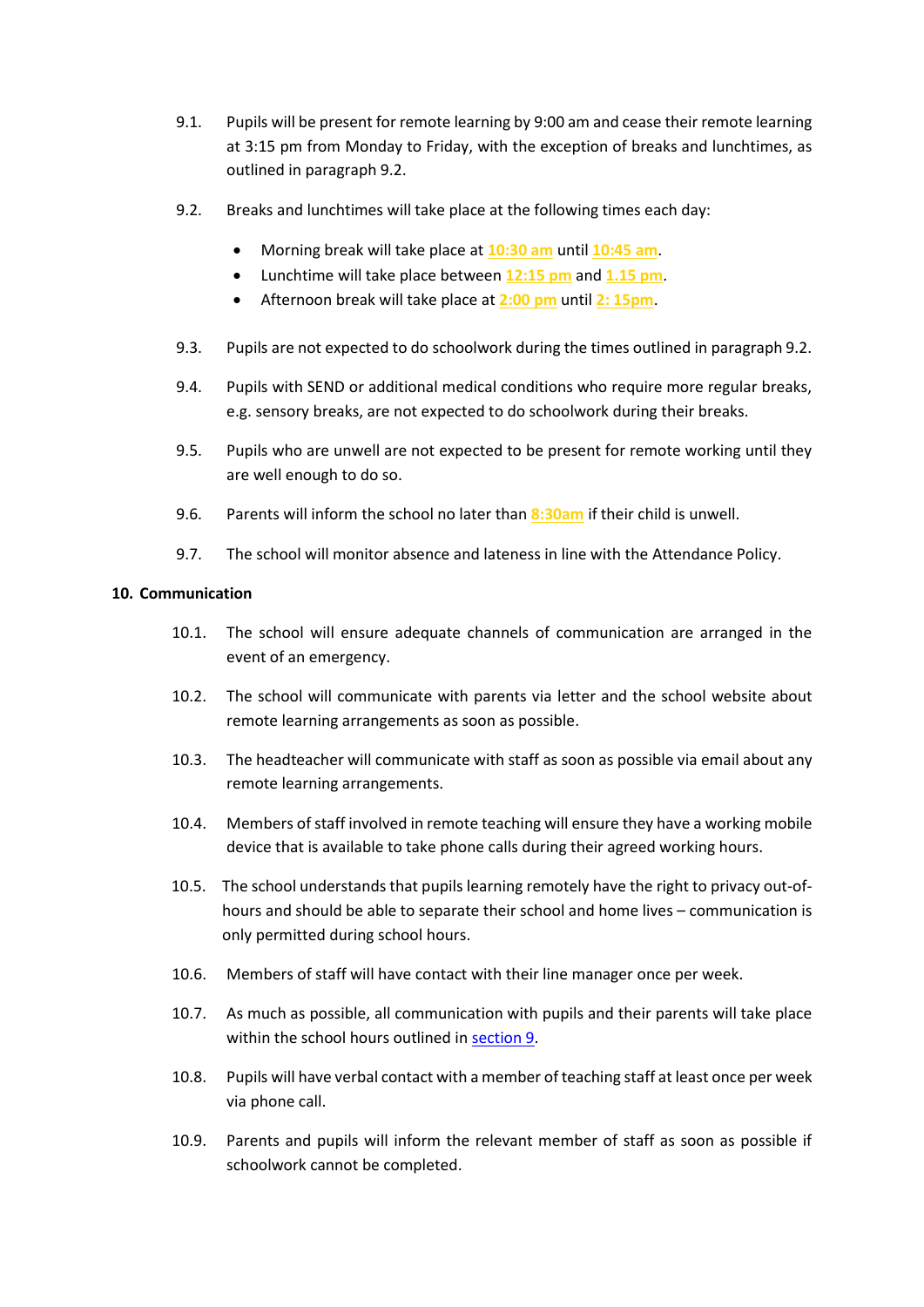9.1. Pupils will be present for remote learning by 9:00 am and cease their remote learning at 3:15 pm from Monday to Friday, with the exception of breaks and lunchtimes, as outlined in paragraph 9.2.

9.2. Breaks and lunchtimes will take place at the following times each day:

- Morning break will take place at 10:30 am until 10:45 am.
- Lunchtime will take place between 12:15 pm and 1.15 pm.
- Afternoon break will take place at 2:00 pm until 2: 15pm.

9.3. Pupils are not expected to do schoolwork during the times outlined in paragraph 9.2.

9.4. Pupils with SEND or additional medical conditions who require more regular breaks, e.g. sensory breaks, are not expected to do schoolwork during their breaks.

9.5. Pupils who are unwell are not expected to be present for remote working until they are well enough to do so.

9.6. Parents will inform the school no later than 8:30am if their child is unwell.

9.7. The school will monitor absence and lateness in line with the Attendance Policy.

## 10. Communication

10.1. The school will ensure adequate channels of communication are arranged in the event of an emergency.

10.2. The school will communicate with parents via letter and the school website about remote learning arrangements as soon as possible.

10.3. The headteacher will communicate with staff as soon as possible via email about any remote learning arrangements.

10.4. Members of staff involved in remote teaching will ensure they have a working mobile device that is available to take phone calls during their agreed working hours.

10.5. The school understands that pupils learning remotely have the right to privacy out-of-hours and should be able to separate their school and home lives – communication is only permitted during school hours.

10.6. Members of staff will have contact with their line manager once per week.

10.7. As much as possible, all communication with pupils and their parents will take place within the school hours outlined in section 9.

10.8. Pupils will have verbal contact with a member of teaching staff at least once per week via phone call.

10.9. Parents and pupils will inform the relevant member of staff as soon as possible if schoolwork cannot be completed.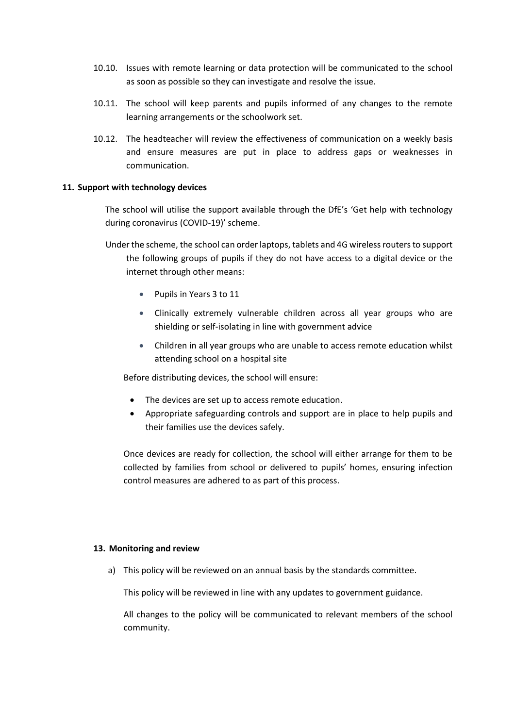10.10. Issues with remote learning or data protection will be communicated to the school as soon as possible so they can investigate and resolve the issue.

10.11. The school will keep parents and pupils informed of any changes to the remote learning arrangements or the schoolwork set.

10.12. The headteacher will review the effectiveness of communication on a weekly basis and ensure measures are put in place to address gaps or weaknesses in communication.

**11. Support with technology devices**

The school will utilise the support available through the DfE's 'Get help with technology during coronavirus (COVID-19)' scheme.

Under the scheme, the school can order laptops, tablets and 4G wireless routers to support the following groups of pupils if they do not have access to a digital device or the internet through other means:

- Pupils in Years 3 to 11
- Clinically extremely vulnerable children across all year groups who are shielding or self-isolating in line with government advice
- Children in all year groups who are unable to access remote education whilst attending school on a hospital site

Before distributing devices, the school will ensure:

- The devices are set up to access remote education.
- Appropriate safeguarding controls and support are in place to help pupils and their families use the devices safely.

Once devices are ready for collection, the school will either arrange for them to be collected by families from school or delivered to pupils' homes, ensuring infection control measures are adhered to as part of this process.

**13. Monitoring and review**

a) This policy will be reviewed on an annual basis by the standards committee.

This policy will be reviewed in line with any updates to government guidance.

All changes to the policy will be communicated to relevant members of the school community.